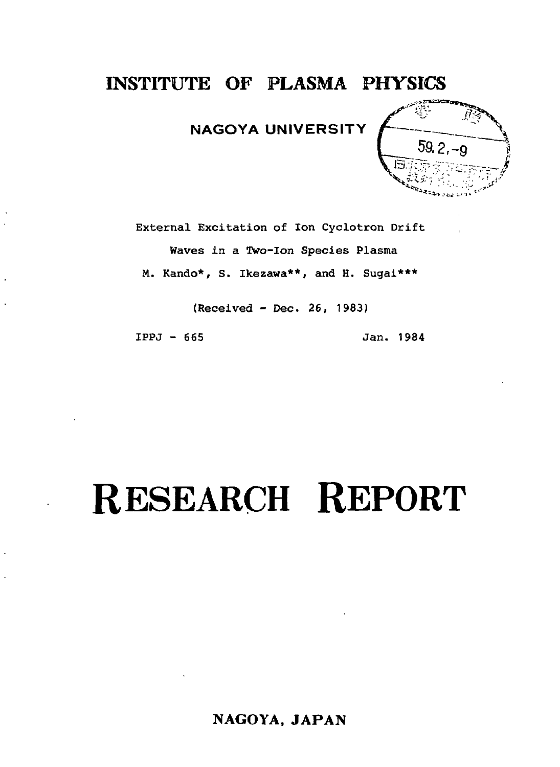# INSTITUTE OF PLASMA PHYSICS

## NAGOYA UNIVERSITY

59. 2. -9

External Excitation of Ion Cyclotron Drift Waves in a Two-Ion Species Plasma

M. Kando*, S. Ikezawa**, and H. Sugai***

(Received - Dec. 26, 1983)

IPPJ - 665 Jan. 1984

# RESEARCH REPORT

**NAGOYA, JAPAN**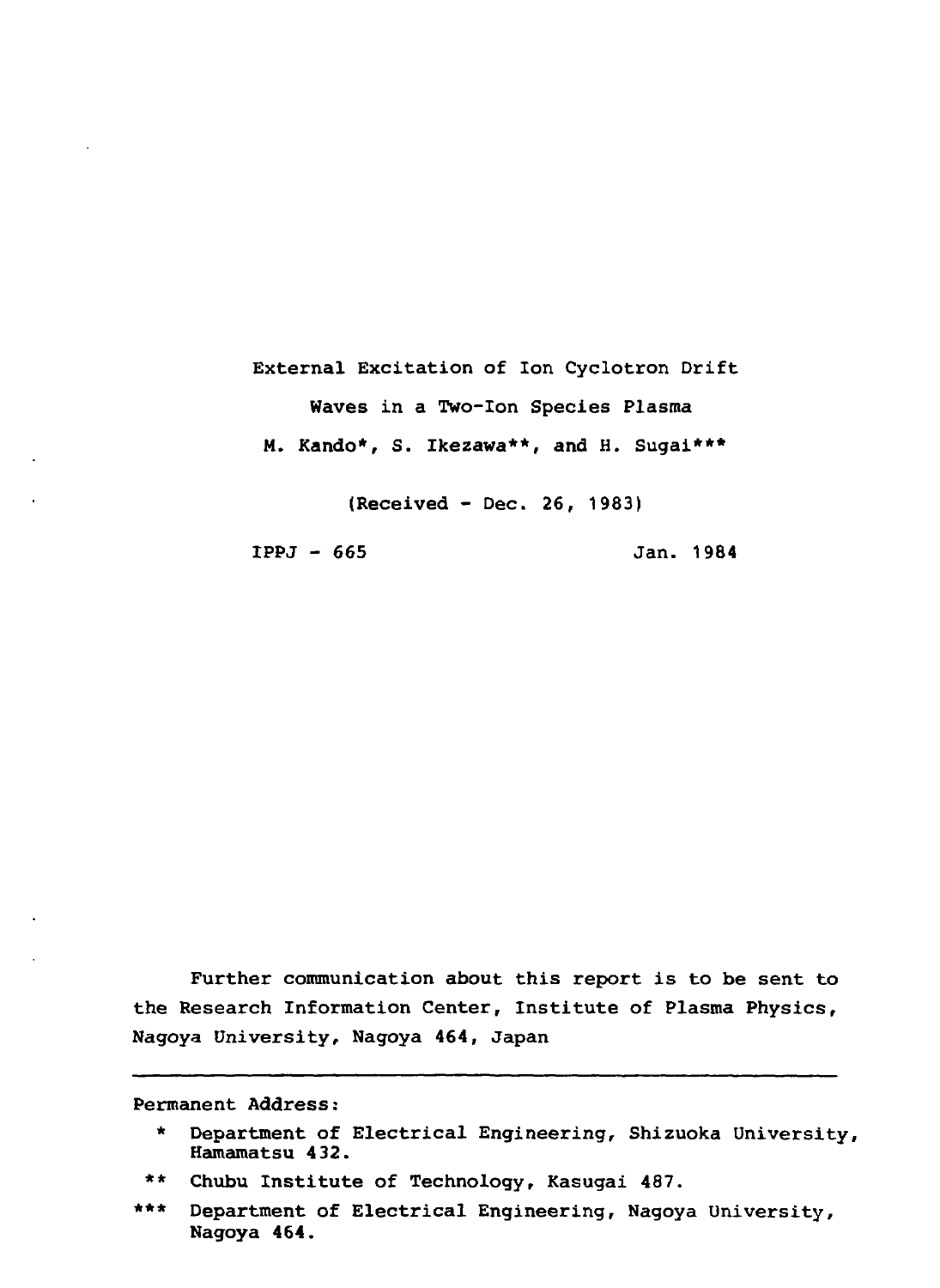# External Excitation of Ion Cyclotron Drift Waves in a Two-Ion Species Plasma

M. Kando*, S. Ikezawa**, and H. Sugai***

(Received - Dec. 26, 1983)

IPPJ - 665 Jan. 1984

Further communication about this report is to be sent to the Research Information Center, Institute of Plasma Physics, Nagoya University, Nagoya 464, Japan

---

Permanent Address:

\* Department of Electrical Engineering, Shizuoka University, Hamamatsu 432.

\** Chubu Institute of Technology, Kasugai 487.

\*** Department of Electrical Engineering, Nagoya University, Nagoya 464.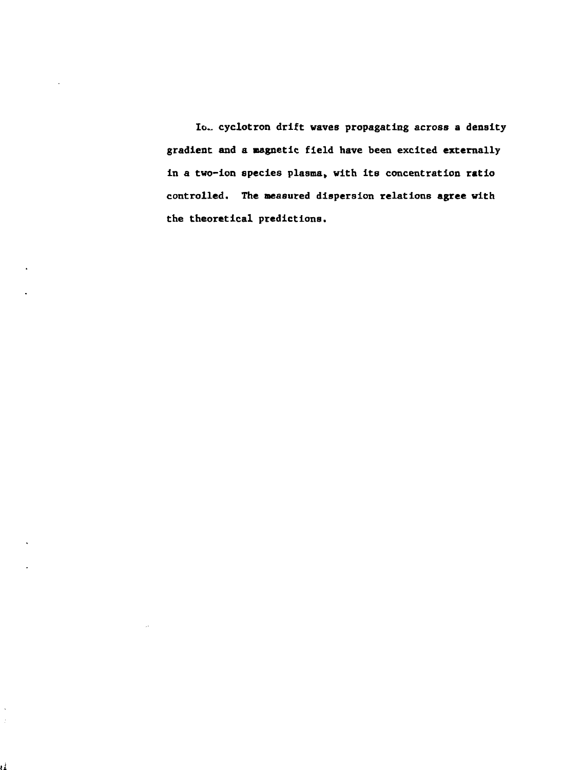Io.. cyclotron drift waves propagating across a density gradient and a magnetic field have been excited externally in a two-ion species plasma, with its concentration ratio controlled. The measured dispersion relations agree with the theoretical predictions.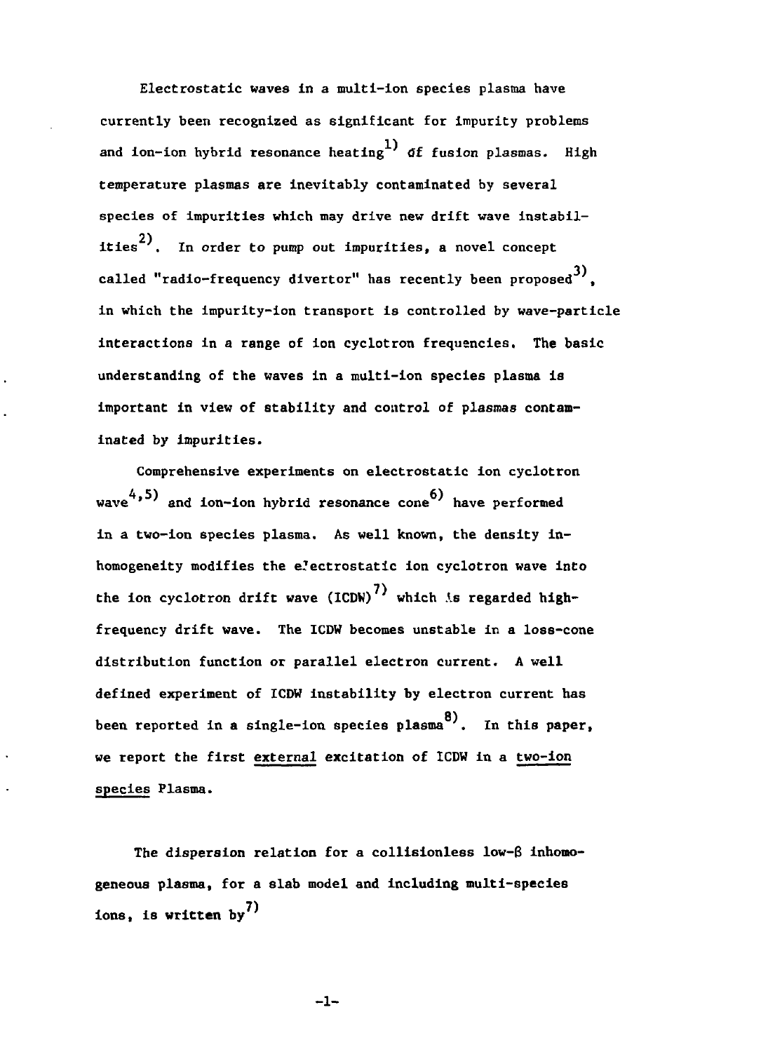Electrostatic waves in a multi-ion species plasma have currently been recognized as significant for impurity problems and ion-ion hybrid resonance heating[1] of fusion plasmas. High temperature plasmas are inevitably contaminated by several species of impurities which may drive new drift wave instabilities[2]. In order to pump out impurities, a novel concept called "radio-frequency divertor" has recently been proposed[3], in which the impurity-ion transport is controlled by wave-particle interactions in a range of ion cyclotron frequencies. The basic understanding of the waves in a multi-ion species plasma is important in view of stability and control of plasmas contaminated by impurities.

Comprehensive experiments on electrostatic ion cyclotron wave[4,5] and ion-ion hybrid resonance cone[6] have performed in a two-ion species plasma. As well known, the density inhomogeneity modifies the electrostatic ion cyclotron wave into the ion cyclotron drift wave (ICDW)[7] which is regarded high-frequency drift wave. The ICDW becomes unstable in a loss-cone distribution function or parallel electron current. A well defined experiment of ICDW instability by electron current has been reported in a single-ion species plasma[8]. In this paper, we report the first <u>external</u> excitation of ICDW in a <u>two-ion species</u> Plasma.

The dispersion relation for a collisionless low-$\beta$ inhomogeneous plasma, for a slab model and including multi-species ions, is written by[7]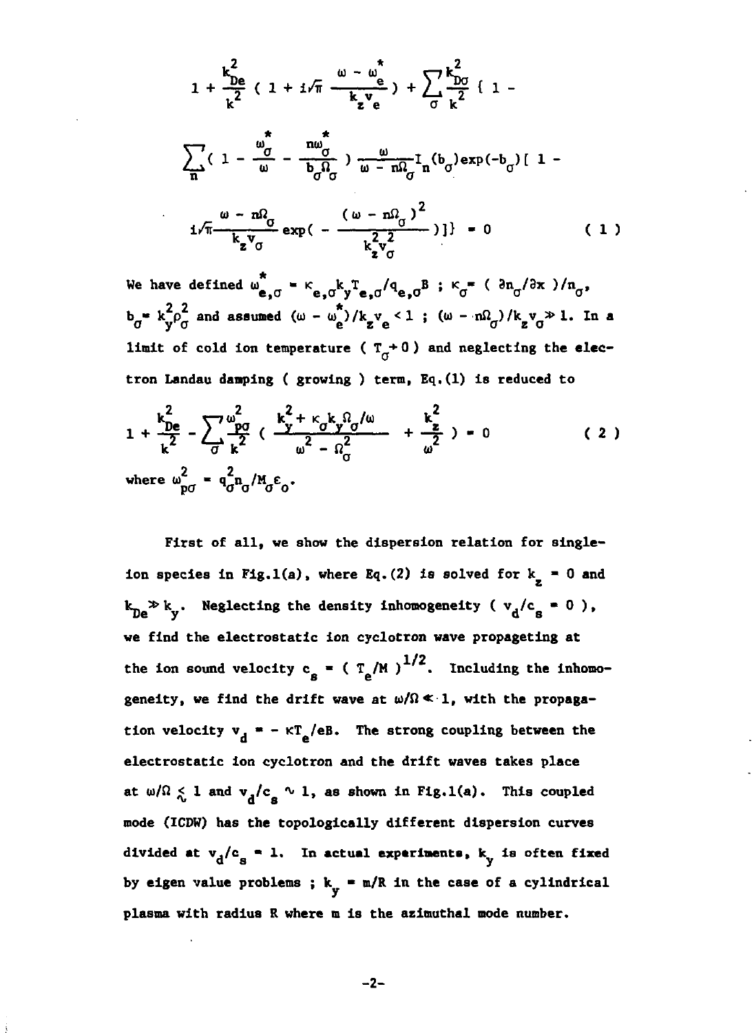$$1 + \frac{k_{De}^2}{k^2}\left(1 + i\sqrt{\pi}\,\frac{\omega - \omega_e^*}{k_z v_e}\right) + \sum_\sigma \frac{k_{D\sigma}^2}{k^2}\Big\{1 - \sum_n \left(1 - \frac{\omega_\sigma^*}{\omega} - \frac{n\omega_\sigma^*}{b_\sigma \Omega_\sigma}\right)\frac{\omega}{\omega - n\Omega_\sigma} I_n(b_\sigma)\exp(-b_\sigma)\Big[1 - i\sqrt{\pi}\,\frac{\omega - n\Omega_\sigma}{k_z v_\sigma}\exp\left(-\frac{(\omega - n\Omega_\sigma)^2}{k_z^2 v_\sigma^2}\right)\Big]\Big\} = 0 \qquad (1)$$

We have defined $\omega_{e,\sigma}^* = \kappa_{e,\sigma} k_y T_{e,\sigma}/q_{e,\sigma}B$ ; $\kappa_\sigma = (\partial n_\sigma/\partial x)/n_\sigma$, $b_\sigma = k_y^2 \rho_\sigma^2$ and assumed $(\omega - \omega_e^*)/k_z v_e < 1$ ; $(\omega - n\Omega_\sigma)/k_z v_\sigma \gg 1$. In a limit of cold ion temperature ( $T_\sigma \to 0$ ) and neglecting the electron Landau damping ( growing ) term, Eq.(1) is reduced to

$$1 + \frac{k_{De}^2}{k^2} - \sum_\sigma \frac{\omega_{p\sigma}^2}{k^2}\left(\frac{k_y^2 + \kappa_\sigma k_y \Omega_\sigma/\omega}{\omega^2 - \Omega_\sigma^2} + \frac{k_z^2}{\omega^2}\right) = 0 \qquad (2)$$

where $\omega_{p\sigma}^2 = q_\sigma^2 n_\sigma / M_\sigma \varepsilon_0$.

First of all, we show the dispersion relation for single-ion species in Fig.1(a), where Eq.(2) is solved for $k_z = 0$ and $k_{De} \gg k_y$. Neglecting the density inhomogeneity ( $v_d/c_s = 0$ ), we find the electrostatic ion cyclotron wave propageting at the ion sound velocity $c_s = (T_e/M)^{1/2}$. Including the inhomogeneity, we find the drift wave at $\omega/\Omega \ll 1$, with the propagation velocity $v_d = -\kappa T_e/eB$. The strong coupling between the electrostatic ion cyclotron and the drift waves takes place at $\omega/\Omega \lesssim 1$ and $v_d/c_s \sim 1$, as shown in Fig.1(a). This coupled mode (ICDW) has the topologically different dispersion curves divided at $v_d/c_s = 1$. In actual experiments, $k_y$ is often fixed by eigen value problems ; $k_y = m/R$ in the case of a cylindrical plasma with radius R where m is the azimuthal mode number.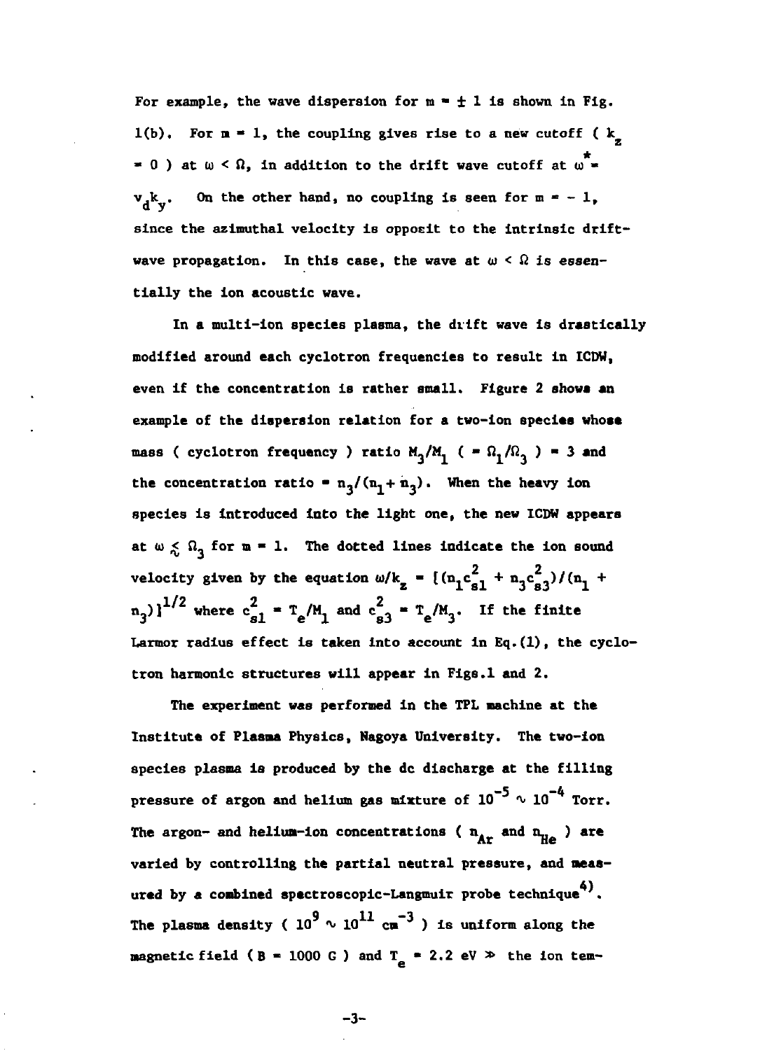For example, the wave dispersion for $m = \pm 1$ is shown in Fig. 1(b). For $m = 1$, the coupling gives rise to a new cutoff ( $k_z = 0$ ) at $\omega < \Omega$, in addition to the drift wave cutoff at $\omega^* = v_d k_y$. On the other hand, no coupling is seen for $m = -1$, since the azimuthal velocity is oppoeit to the intrinsic drift-wave propagation. In this case, the wave at $\omega < \Omega$ is essentially the ion acoustic wave.

In a multi-ion species plasma, the drift wave is drastically modified around each cyclotron frequencies to result in ICDW, even if the concentration is rather small. Figure 2 shows an example of the dispersion relation for a two-ion species whose mass ( cyclotron frequency ) ratio $M_3/M_1$ ( $= \Omega_1/\Omega_3$ ) $= 3$ and the concentration ratio $= n_3/(n_1 + n_3)$. When the heavy ion species is introduced into the light one, the new ICDW appears at $\omega \lesssim \Omega_3$ for $m = 1$. The dotted lines indicate the ion sound velocity given by the equation $\omega/k_z = [(n_1 c_{s1}^2 + n_3 c_{s3}^2)/(n_1 + n_3)]^{1/2}$ where $c_{s1}^2 = T_e/M_1$ and $c_{s3}^2 = T_e/M_3$. If the finite Larmor radius effect is taken into account in Eq.(1), the cyclotron harmonic structures will appear in Figs.1 and 2.

The experiment was performed in the TPL machine at the Institute of Plasma Physics, Nagoya University. The two-ion species plasma is produced by the dc discharge at the filling pressure of argon and helium gas mixture of $10^{-5} \sim 10^{-4}$ Torr. The argon- and helium-ion concentrations ( $n_{Ar}$ and $n_{He}$ ) are varied by controlling the partial neutral pressure, and measured by a combined spectroscopic-Langmuir probe technique[4]. The plasma density ( $10^9 \sim 10^{11}$ $cm^{-3}$ ) is uniform along the magnetic field ( $B = 1000$ G ) and $T_e = 2.2$ eV $\gg$ the ion tem-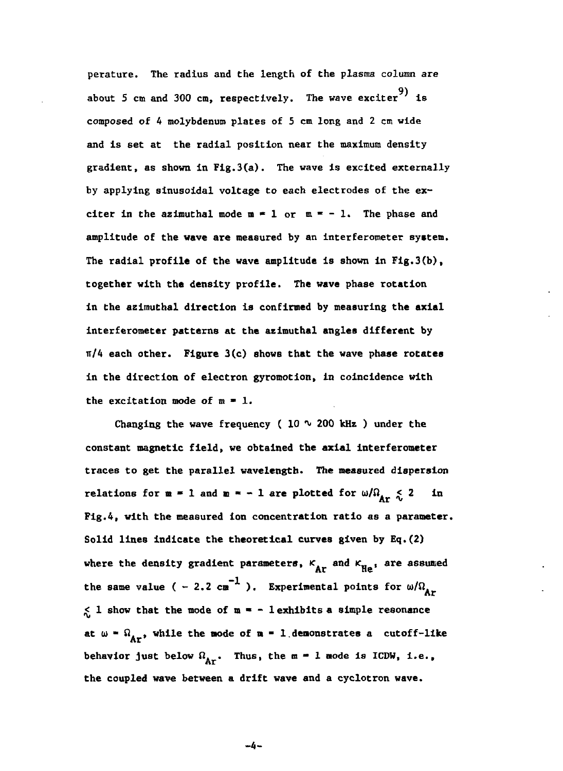perature. The radius and the length of the plasma column are about 5 cm and 300 cm, respectively. The wave exciter[9] is composed of 4 molybdenum plates of 5 cm long and 2 cm wide and is set at the radial position near the maximum density gradient, as shown in Fig.3(a). The wave is excited externally by applying sinusoidal voltage to each electrodes of the exciter in the azimuthal mode $m = 1$ or $m = -1$. The phase and amplitude of the wave are measured by an interferometer system. The radial profile of the wave amplitude is shown in Fig.3(b), together with the density profile. The wave phase rotation in the azimuthal direction is confirmed by measuring the axial interferometer patterns at the azimuthal angles different by $\pi/4$ each other. Figure 3(c) shows that the wave phase rotates in the direction of electron gyromotion, in coincidence with the excitation mode of $m = 1$.

Changing the wave frequency ( 10 ∿ 200 kHz ) under the constant magnetic field, we obtained the axial interferometer traces to get the parallel wavelength. The measured dispersion relations for $m = 1$ and $m = -1$ are plotted for $\omega/\Omega_{Ar} \lesssim 2$ in Fig.4, with the measured ion concentration ratio as a parameter. Solid lines indicate the theoretical curves given by Eq.(2) where the density gradient parameters, $\kappa_{Ar}$ and $\kappa_{He}$, are assumed the same value ( $-2.2\ \mathrm{cm}^{-1}$ ). Experimental points for $\omega/\Omega_{Ar} \lesssim 1$ show that the mode of $m = -1$ exhibits a simple resonance at $\omega = \Omega_{Ar}$, while the mode of $m = 1$ demonstrates a cutoff-like behavior just below $\Omega_{Ar}$. Thus, the $m = 1$ mode is ICDW, i.e., the coupled wave between a drift wave and a cyclotron wave.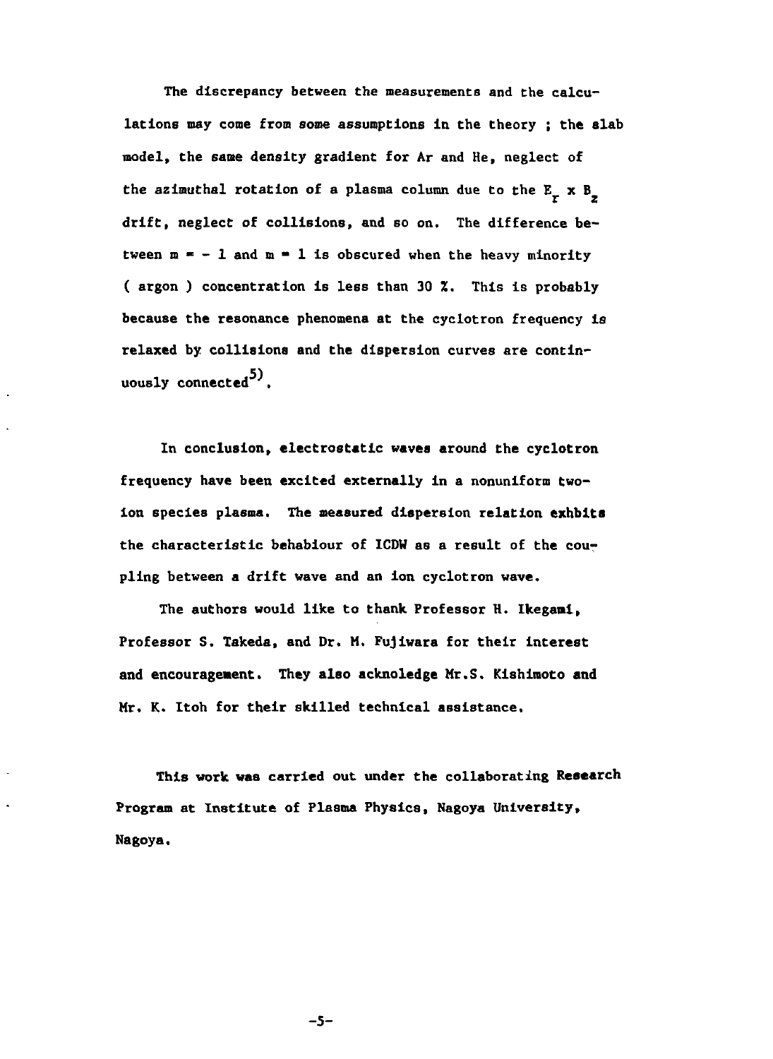The discrepancy between the measurements and the calculations may come from some assumptions in the theory ; the slab model, the same density gradient for Ar and He, neglect of the azimuthal rotation of a plasma column due to the $E_r \times B_z$ drift, neglect of collisions, and so on. The difference between $m = -1$ and $m = 1$ is obscured when the heavy minority ( argon ) concentration is less than 30 %. This is probably because the resonance phenomena at the cyclotron frequency is relaxed by collisions and the dispersion curves are continuously connected[5].

In conclusion, electrostatic waves around the cyclotron frequency have been excited externally in a nonuniform two-ion species plasma. The measured dispersion relation exhbits the characteristic behabiour of ICDW as a result of the coupling between a drift wave and an ion cyclotron wave.

The authors would like to thank Professor H. Ikegami, Professor S. Takeda, and Dr. M. Fujiwara for their interest and encouragement. They also acknoledge Mr.S. Kishimoto and Mr. K. Itoh for their skilled technical assistance.

This work was carried out under the collaborating Research Program at Institute of Plasma Physics, Nagoya University, Nagoya.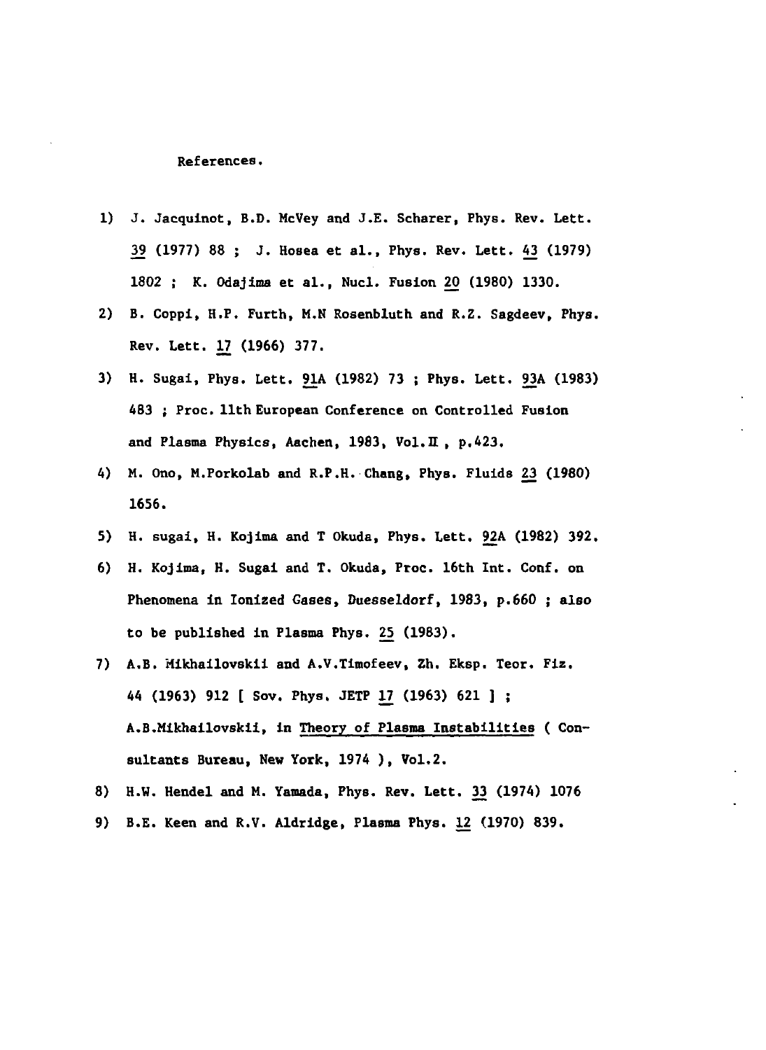References.

1) J. Jacquinot, B.D. McVey and J.E. Scharer, Phys. Rev. Lett. 39 (1977) 88 ; J. Hosea et al., Phys. Rev. Lett. 43 (1979) 1802 ; K. Odajima et al., Nucl. Fusion 20 (1980) 1330.
2) B. Coppi, H.P. Furth, M.N Rosenbluth and R.Z. Sagdeev, Phys. Rev. Lett. 17 (1966) 377.
3) H. Sugai, Phys. Lett. 91A (1982) 73 ; Phys. Lett. 93A (1983) 483 ; Proc. 11th European Conference on Controlled Fusion and Plasma Physics, Aachen, 1983, Vol.II , p.423.
4) M. Ono, M.Porkolab and R.P.H. Chang, Phys. Fluids 23 (1980) 1656.
5) H. sugai, H. Kojima and T Okuda, Phys. Lett. 92A (1982) 392.
6) H. Kojima, H. Sugai and T. Okuda, Proc. 16th Int. Conf. on Phenomena in Ionized Gases, Duesseldorf, 1983, p.660 ; also to be published in Plasma Phys. 25 (1983).
7) A.B. Mikhailovskii and A.V.Timofeev, Zh. Eksp. Teor. Fiz. 44 (1963) 912 [ Sov. Phys. JETP 17 (1963) 621 ] ; A.B.Mikhailovskii, in Theory of Plasma Instabilities ( Consultants Bureau, New York, 1974 ), Vol.2.
8) H.W. Hendel and M. Yamada, Phys. Rev. Lett. 33 (1974) 1076
9) B.E. Keen and R.V. Aldridge, Plasma Phys. 12 (1970) 839.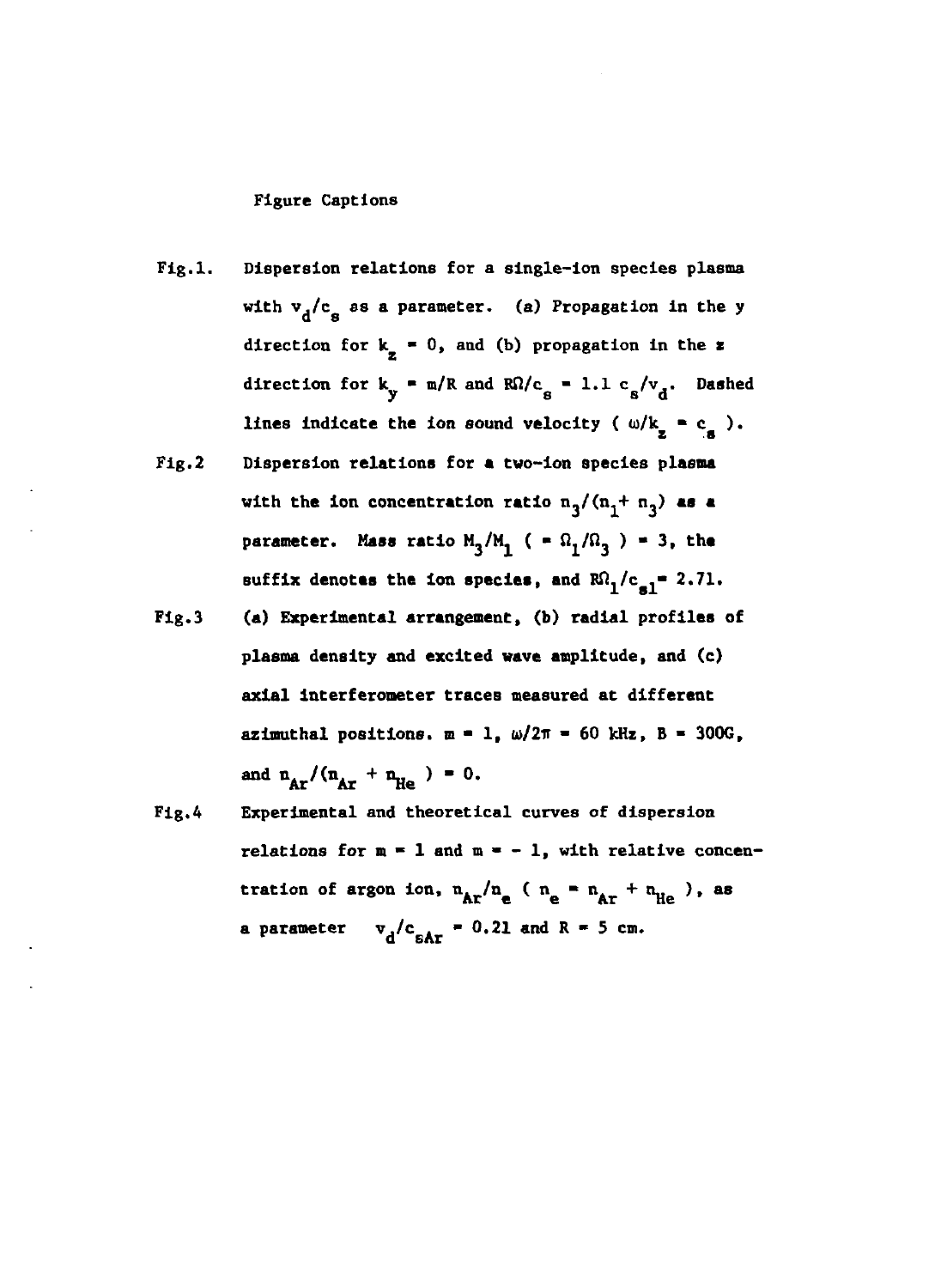## Figure Captions

Fig.1. Dispersion relations for a single-ion species plasma with $v_d/c_s$ as a parameter. (a) Propagation in the y direction for $k_z = 0$, and (b) propagation in the z direction for $k_y = m/R$ and $R\Omega/c_s = 1.1\ c_s/v_d$. Dashed lines indicate the ion sound velocity ( $\omega/k_z = c_s$ ).

Fig.2 Dispersion relations for a two-ion species plasma with the ion concentration ratio $n_3/(n_1 + n_3)$ as a parameter. Mass ratio $M_3/M_1$ ( $= \Omega_1/\Omega_3$ ) = 3, the suffix denotes the ion species, and $R\Omega_1/c_{s1} = 2.71$.

Fig.3 (a) Experimental arrangement, (b) radial profiles of plasma density and excited wave amplitude, and (c) axial interferometer traces measured at different azimuthal positions. $m = 1$, $\omega/2\pi = 60$ kHz, $B = 300$G, and $n_{Ar}/(n_{Ar} + n_{He}) = 0$.

Fig.4 Experimental and theoretical curves of dispersion relations for $m = 1$ and $m = -1$, with relative concentration of argon ion, $n_{Ar}/n_e$ ( $n_e = n_{Ar} + n_{He}$ ), as a parameter $v_d/c_{sAr} = 0.21$ and $R = 5$ cm.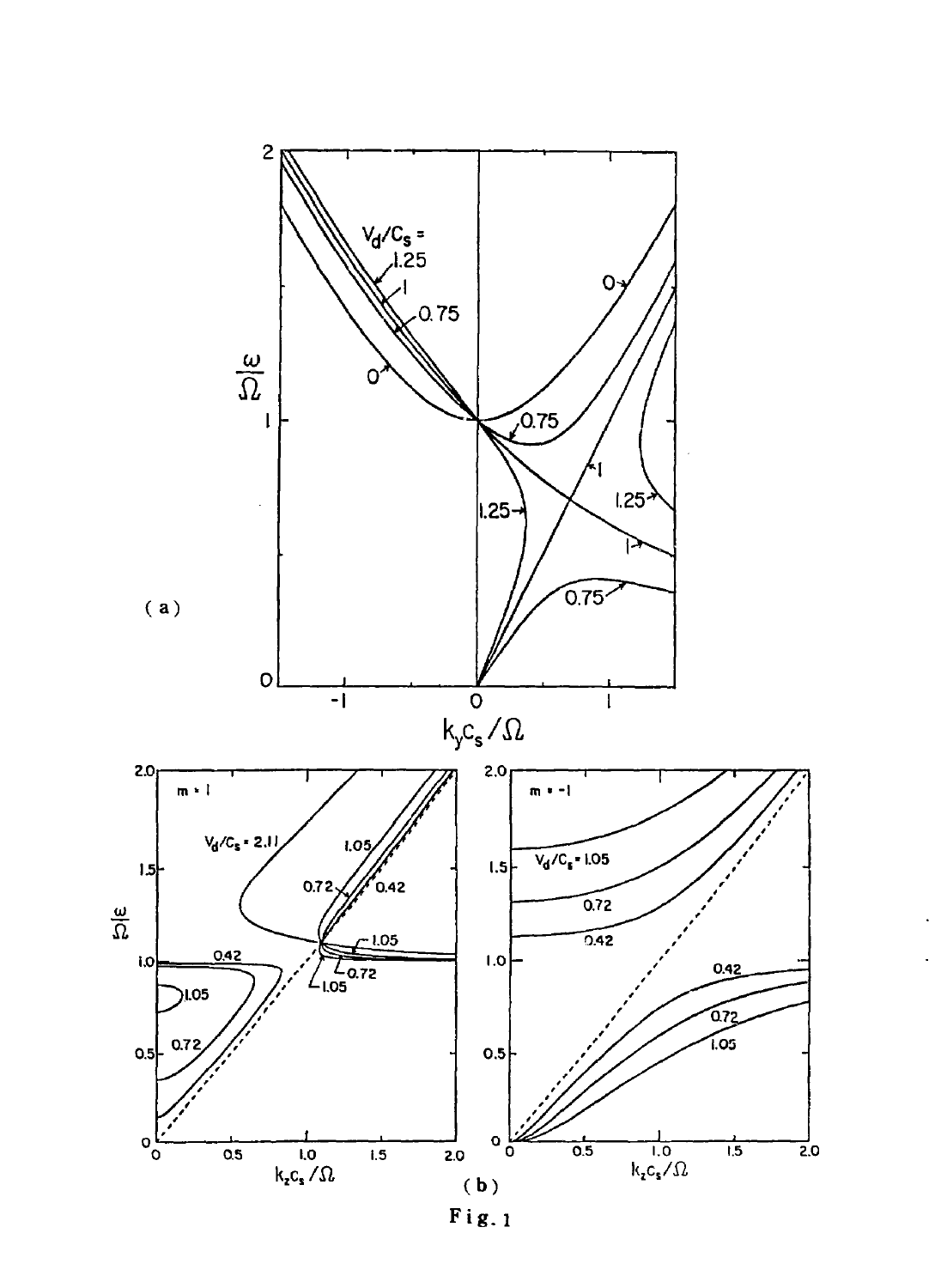( a )

( b )

Fig. 1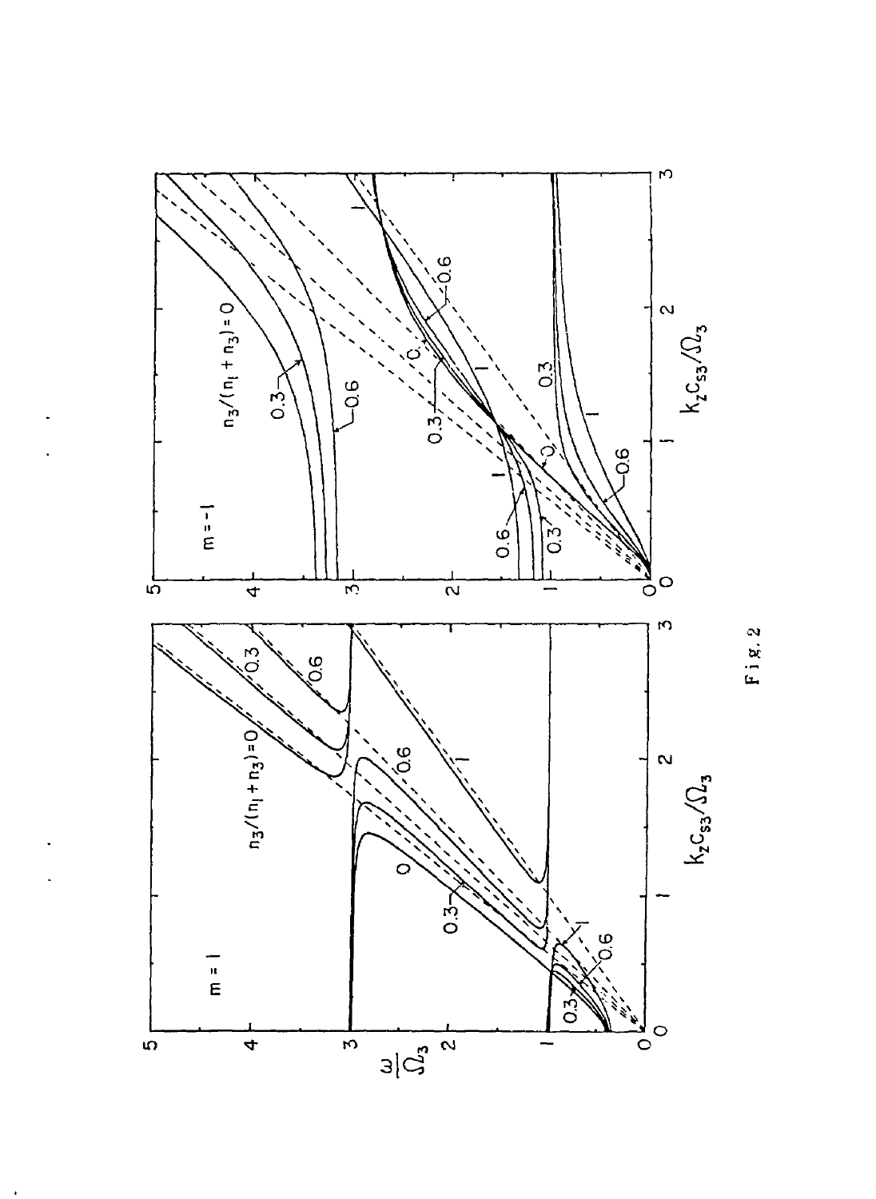Fig. 2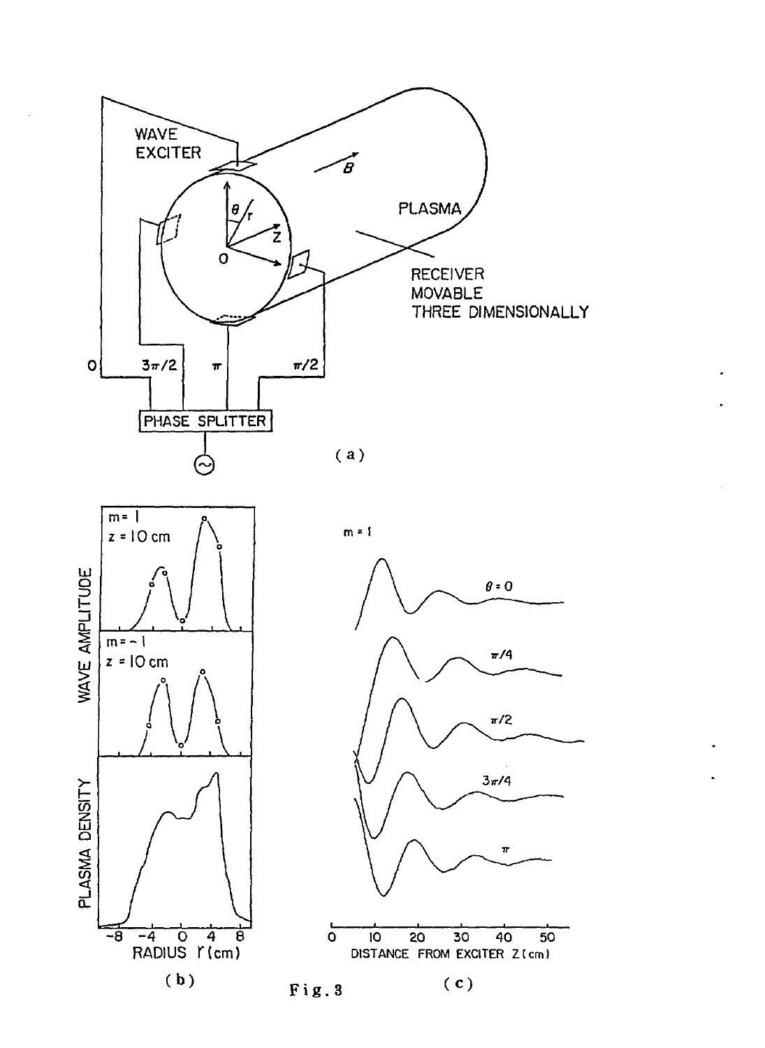Fig. 3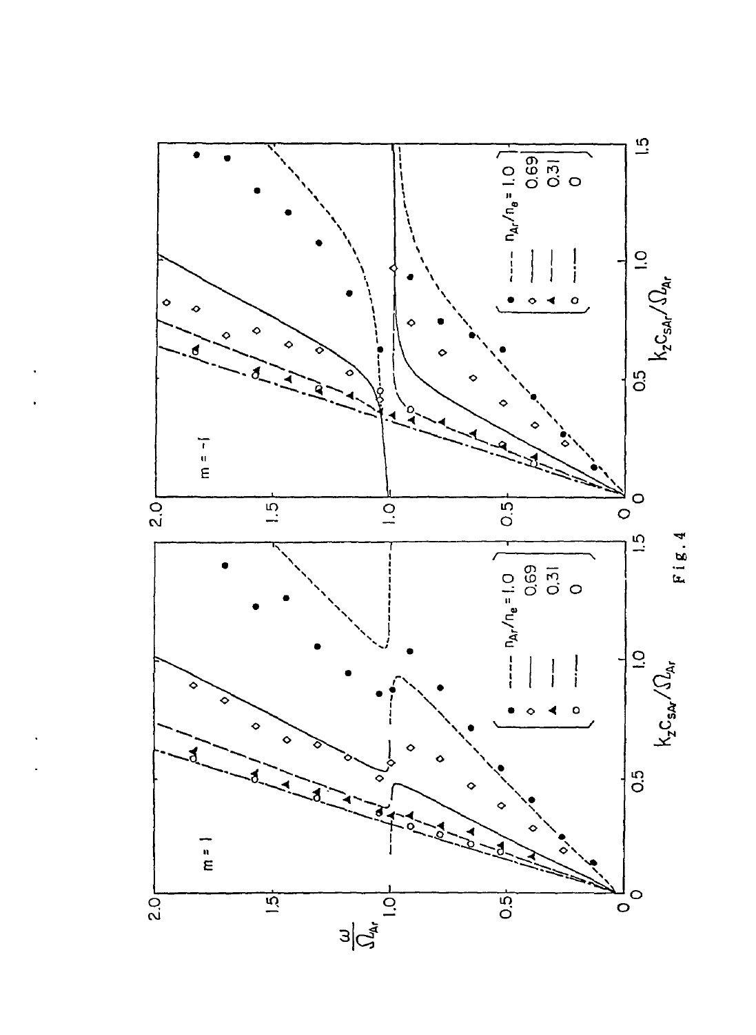$m = 1$

$m = -1$

$\frac{\omega}{\Omega_{iAr}}$

2.0

1.5

1.0

0.5

0

0

0.5

1.0

1.5

$k_z c_{sAr}/\Omega_{Ar}$

$n_{Ar}/n_e = 1.0$

0.69

0.31

0

Fig. 4